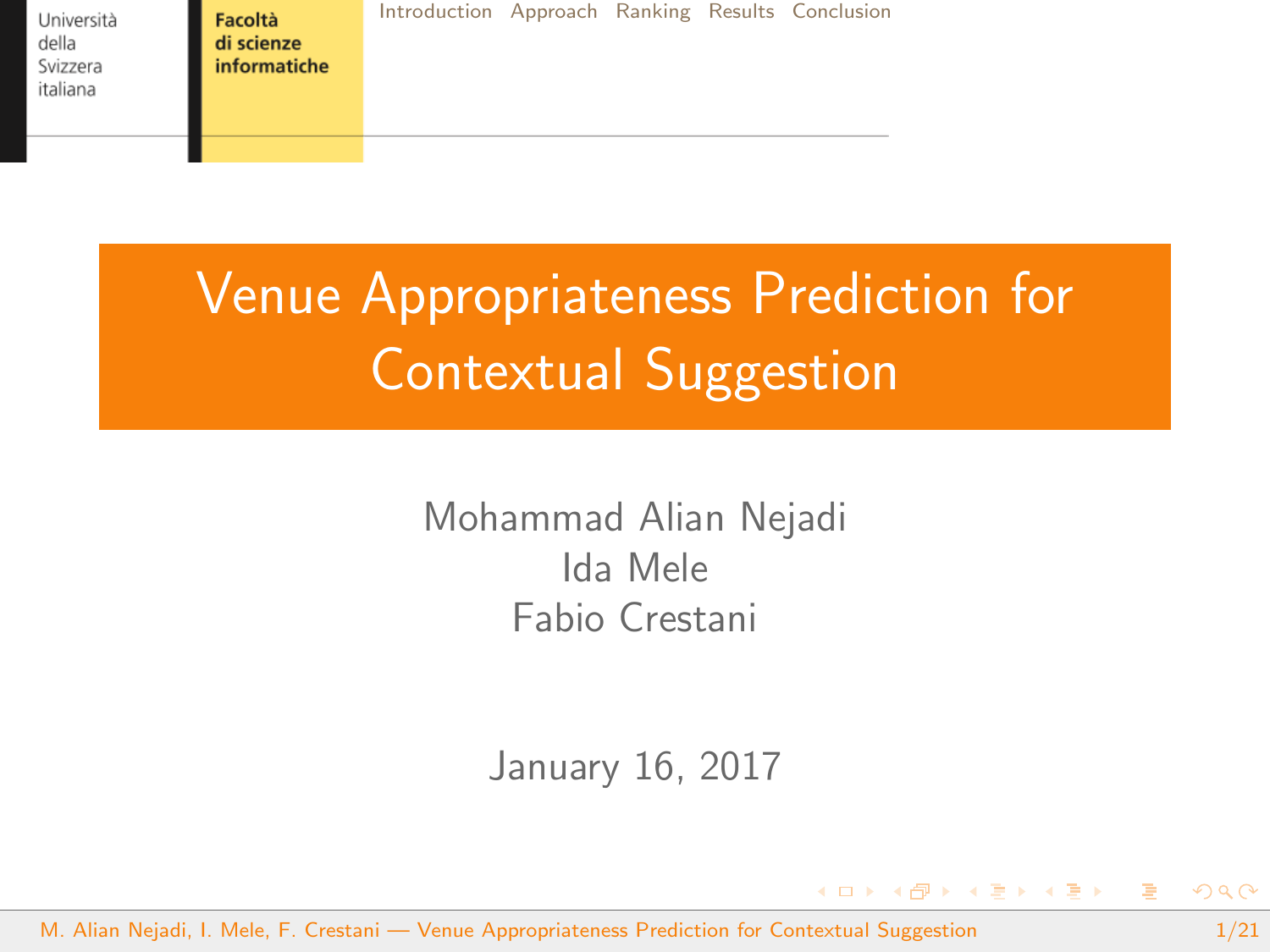# Venue Appropriateness Prediction for Contextual Suggestion

Mohammad Alian Nejadi
Ida Mele
Fabio Crestani

January 16, 2017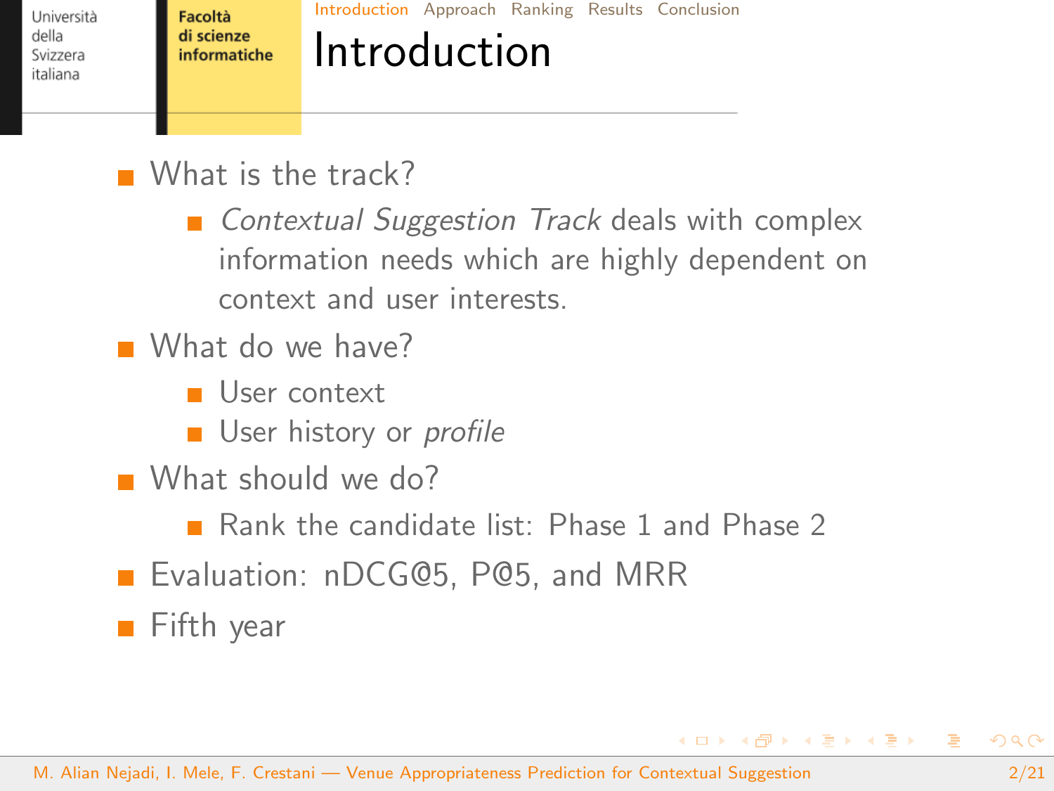# Introduction

- What is the track?
  - *Contextual Suggestion Track* deals with complex information needs which are highly dependent on context and user interests.
- What do we have?
  - User context
  - User history or *profile*
- What should we do?
  - Rank the candidate list: Phase 1 and Phase 2
- Evaluation: nDCG@5, P@5, and MRR
- Fifth year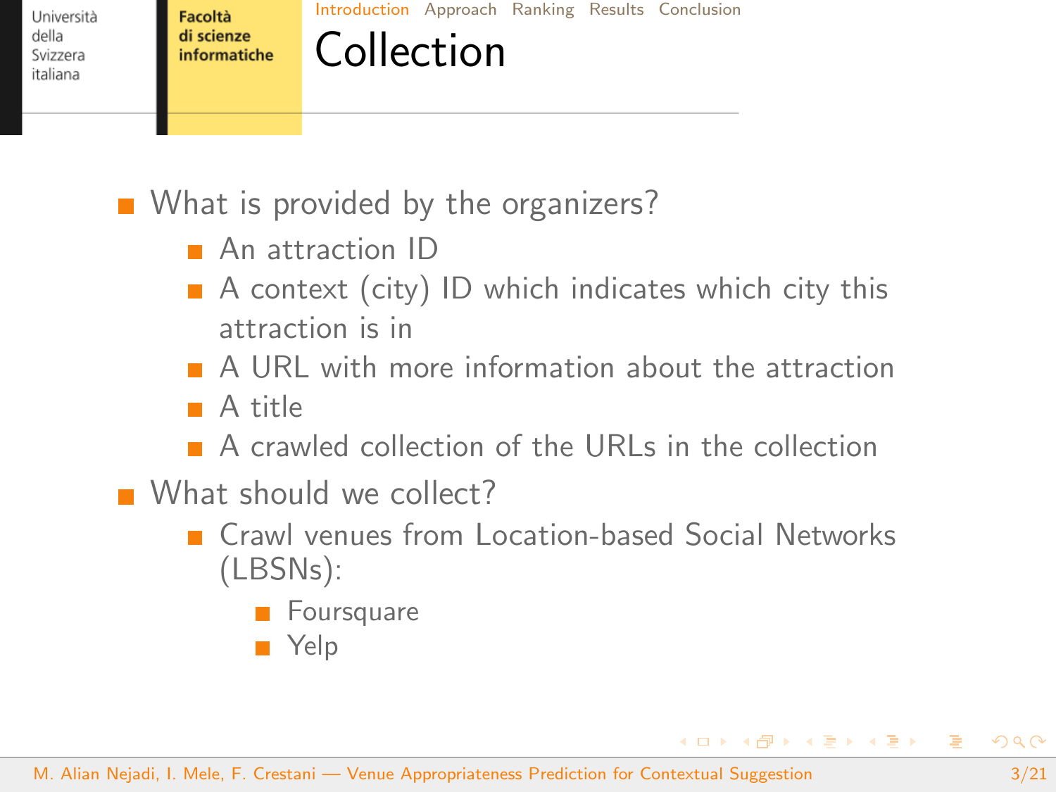# Collection

- What is provided by the organizers?
  - An attraction ID
  - A context (city) ID which indicates which city this attraction is in
  - A URL with more information about the attraction
  - A title
  - A crawled collection of the URLs in the collection
- What should we collect?
  - Crawl venues from Location-based Social Networks (LBSNs):
    - Foursquare
    - Yelp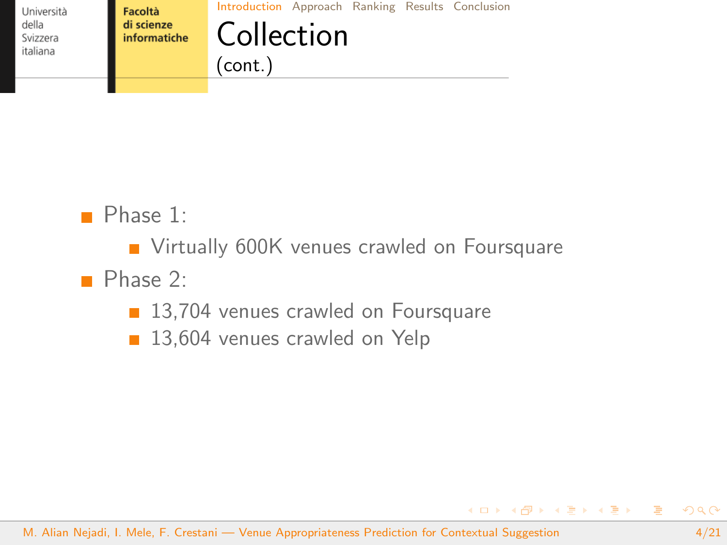## Collection (cont.)

- Phase 1:
  - Virtually 600K venues crawled on Foursquare
- Phase 2:
  - 13,704 venues crawled on Foursquare
  - 13,604 venues crawled on Yelp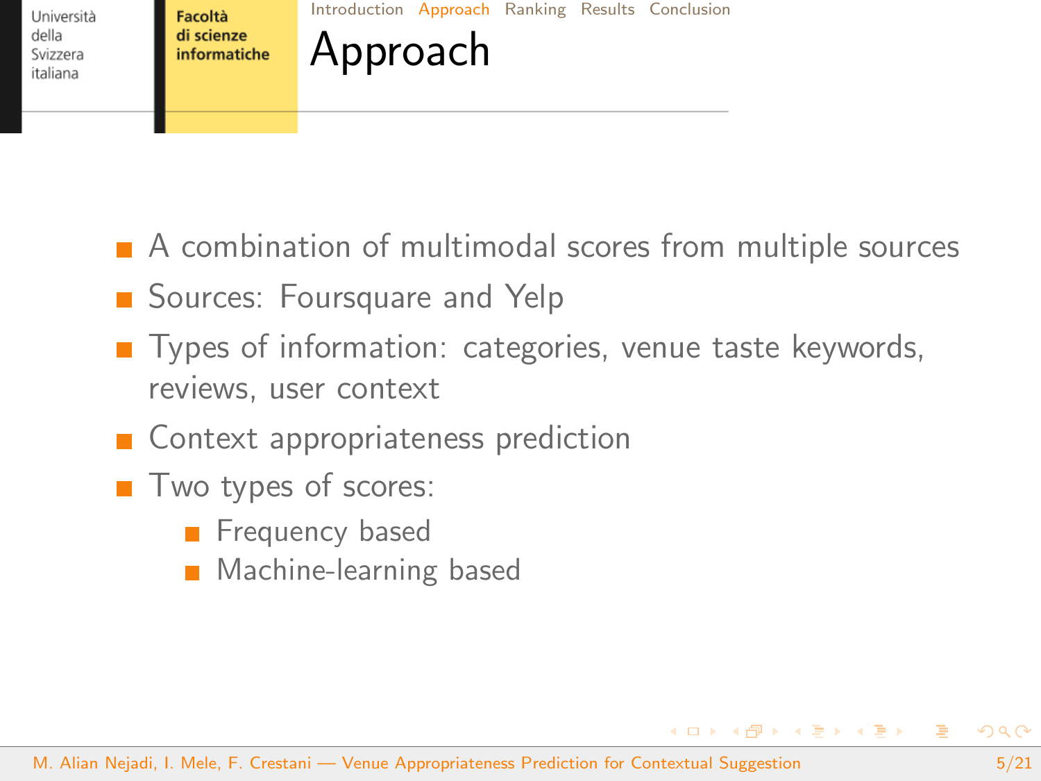# Approach

- A combination of multimodal scores from multiple sources
- Sources: Foursquare and Yelp
- Types of information: categories, venue taste keywords, reviews, user context
- Context appropriateness prediction
- Two types of scores:
  - Frequency based
  - Machine-learning based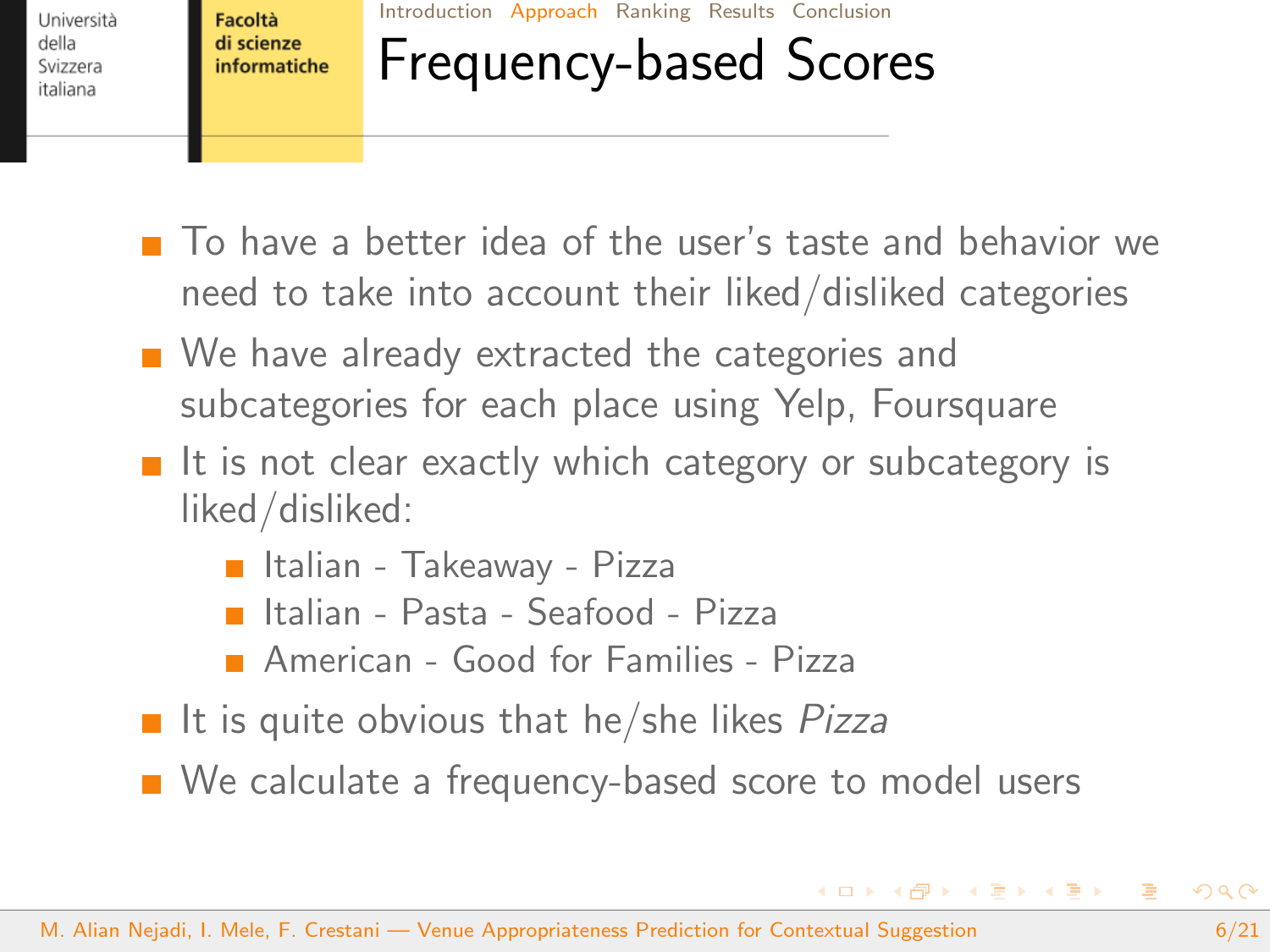# Frequency-based Scores

- To have a better idea of the user's taste and behavior we need to take into account their liked/disliked categories
- We have already extracted the categories and subcategories for each place using Yelp, Foursquare
- It is not clear exactly which category or subcategory is liked/disliked:
  - Italian - Takeaway - Pizza
  - Italian - Pasta - Seafood - Pizza
  - American - Good for Families - Pizza
- It is quite obvious that he/she likes *Pizza*
- We calculate a frequency-based score to model users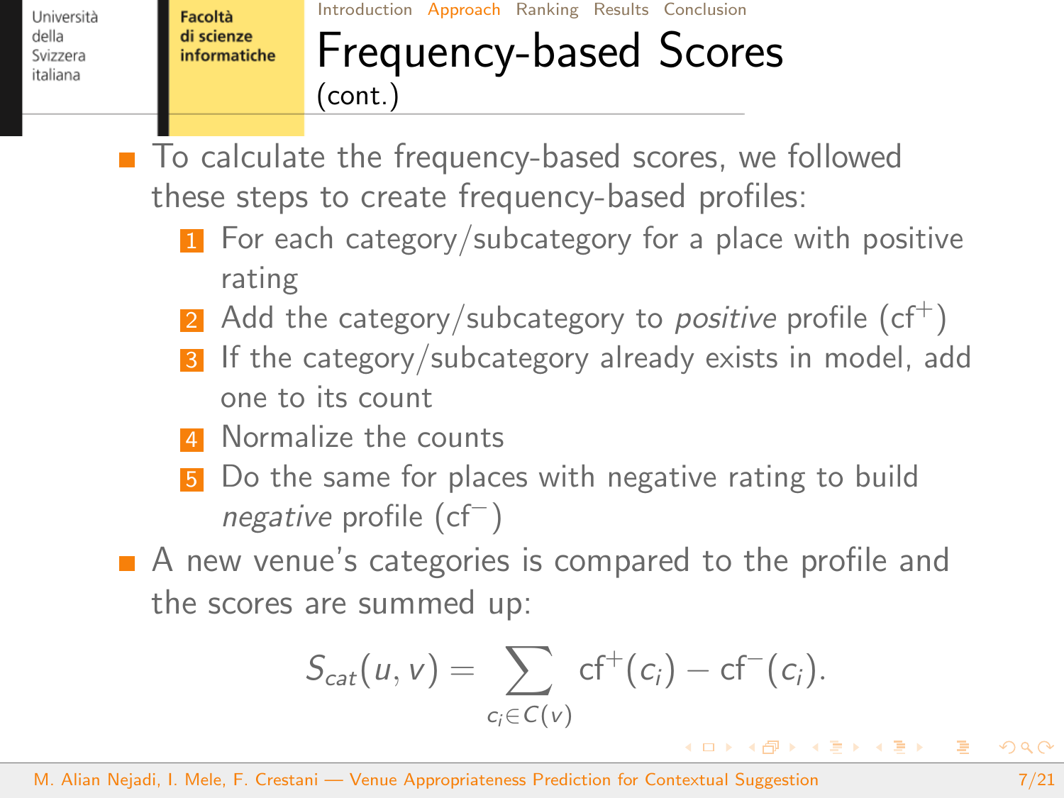# Frequency-based Scores (cont.)

- To calculate the frequency-based scores, we followed these steps to create frequency-based profiles:
  1. For each category/subcategory for a place with positive rating
  2. Add the category/subcategory to *positive* profile ($\text{cf}^+$)
  3. If the category/subcategory already exists in model, add one to its count
  4. Normalize the counts
  5. Do the same for places with negative rating to build *negative* profile ($\text{cf}^-$)
- A new venue's categories is compared to the profile and the scores are summed up:

$$S_{cat}(u, v) = \sum_{c_i \in C(v)} \text{cf}^+(c_i) - \text{cf}^-(c_i).$$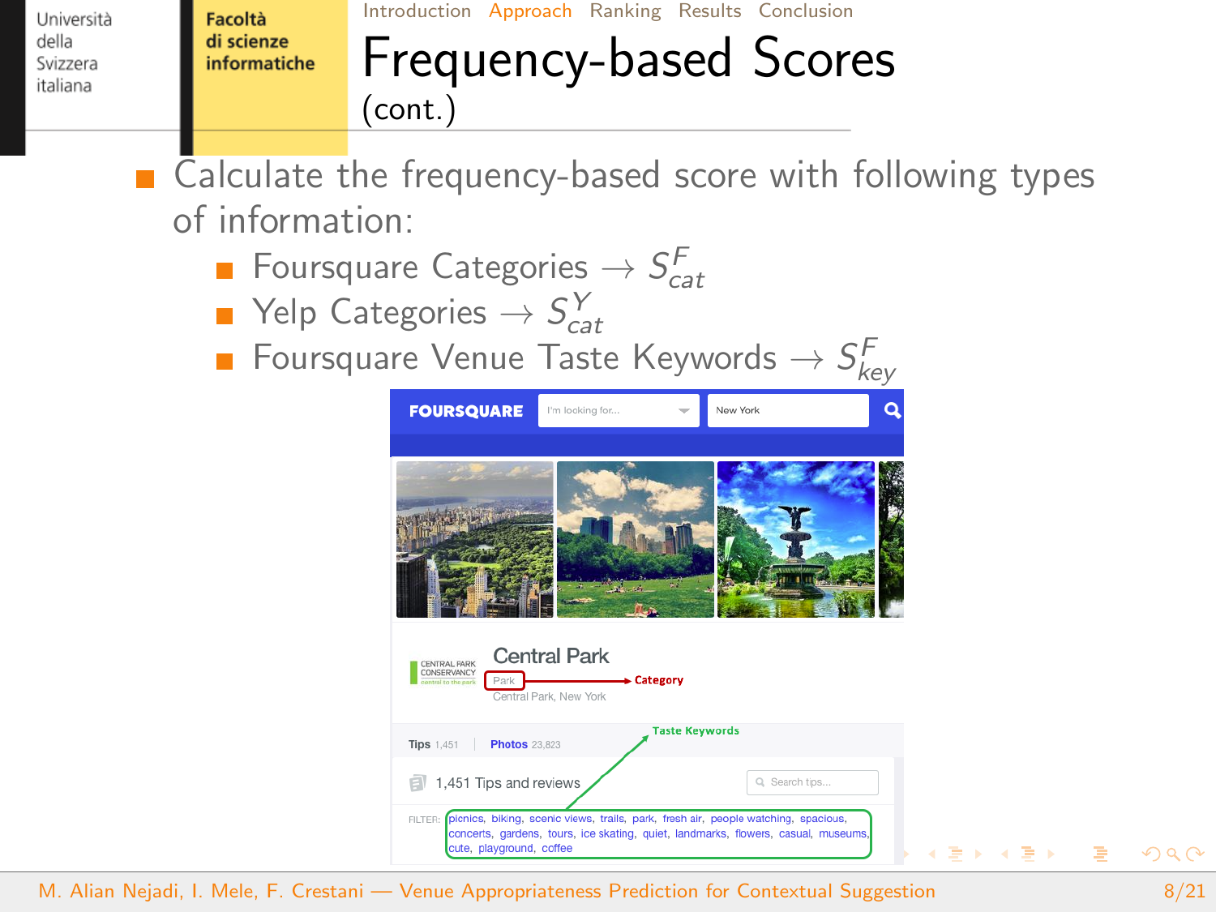# Frequency-based Scores (cont.)

- Calculate the frequency-based score with following types of information:
  - Foursquare Categories $\rightarrow S^F_{cat}$
  - Yelp Categories $\rightarrow S^Y_{cat}$
  - Foursquare Venue Taste Keywords $\rightarrow S^F_{key}$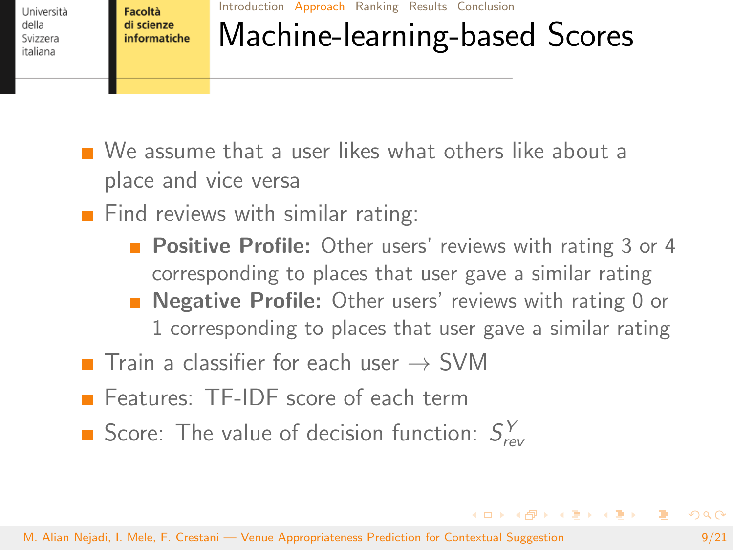# Machine-learning-based Scores

- We assume that a user likes what others like about a place and vice versa
- Find reviews with similar rating:
  - **Positive Profile:** Other users' reviews with rating 3 or 4 corresponding to places that user gave a similar rating
  - **Negative Profile:** Other users' reviews with rating 0 or 1 corresponding to places that user gave a similar rating
- Train a classifier for each user $\rightarrow$ SVM
- Features: TF-IDF score of each term
- Score: The value of decision function: $S_{rev}^{Y}$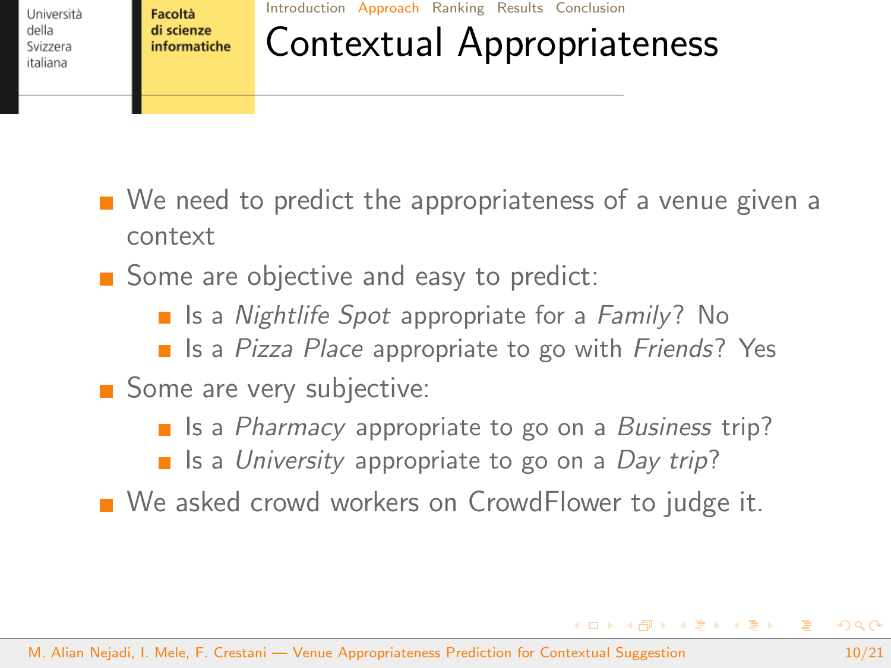# Contextual Appropriateness

- We need to predict the appropriateness of a venue given a context
- Some are objective and easy to predict:
  - Is a *Nightlife Spot* appropriate for a *Family*? No
  - Is a *Pizza Place* appropriate to go with *Friends*? Yes
- Some are very subjective:
  - Is a *Pharmacy* appropriate to go on a *Business* trip?
  - Is a *University* appropriate to go on a *Day trip*?
- We asked crowd workers on CrowdFlower to judge it.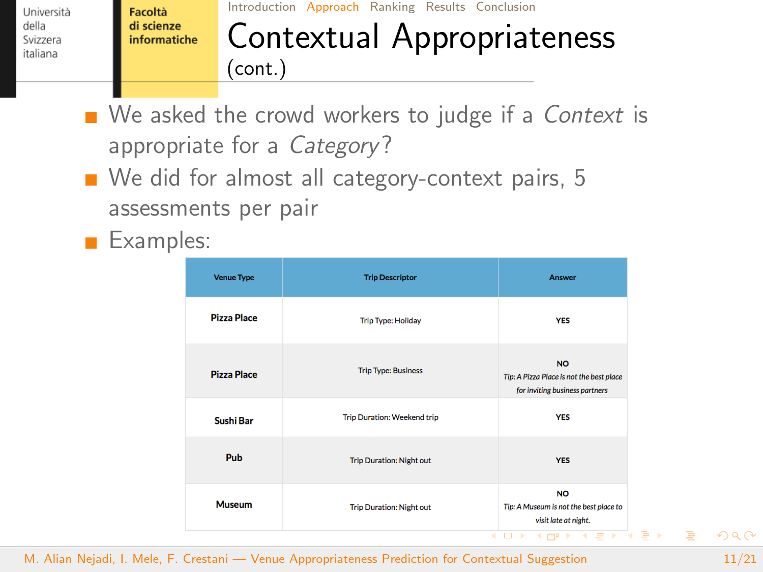# Contextual Appropriateness (cont.)

- We asked the crowd workers to judge if a *Context* is appropriate for a *Category*?
- We did for almost all category-context pairs, 5 assessments per pair
- Examples:

| Venue Type | Trip Descriptor | Answer |
|---|---|---|
| **Pizza Place** | Trip Type: Holiday | YES |
| **Pizza Place** | Trip Type: Business | NO *Tip: A Pizza Place is not the best place for inviting business partners* |
| **Sushi Bar** | Trip Duration: Weekend trip | YES |
| **Pub** | Trip Duration: Night out | YES |
| **Museum** | Trip Duration: Night out | NO *Tip: A Museum is not the best place to visit late at night.* |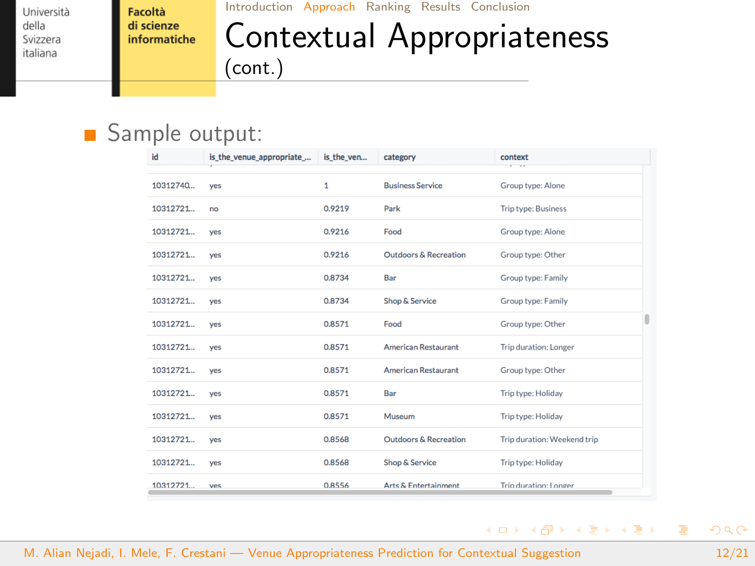# Contextual Appropriateness (cont.)

- Sample output:

| id | is_the_venue_appropriate_... | is_the_ven... | category | context |
|---|---|---|---|---|
| 10312740... | yes | 1 | Business Service | Group type: Alone |
| 10312721... | no | 0.9219 | Park | Trip type: Business |
| 10312721... | yes | 0.9216 | Food | Group type: Alone |
| 10312721... | yes | 0.9216 | Outdoors & Recreation | Group type: Other |
| 10312721... | yes | 0.8734 | Bar | Group type: Family |
| 10312721... | yes | 0.8734 | Shop & Service | Group type: Family |
| 10312721... | yes | 0.8571 | Food | Group type: Other |
| 10312721... | yes | 0.8571 | American Restaurant | Trip duration: Longer |
| 10312721... | yes | 0.8571 | American Restaurant | Group type: Other |
| 10312721... | yes | 0.8571 | Bar | Trip type: Holiday |
| 10312721... | yes | 0.8571 | Museum | Trip type: Holiday |
| 10312721... | yes | 0.8568 | Outdoors & Recreation | Trip duration: Weekend trip |
| 10312721... | yes | 0.8568 | Shop & Service | Trip type: Holiday |
| 10312721... | yes | 0.8556 | Arts & Entertainment | Trip duration: Longer |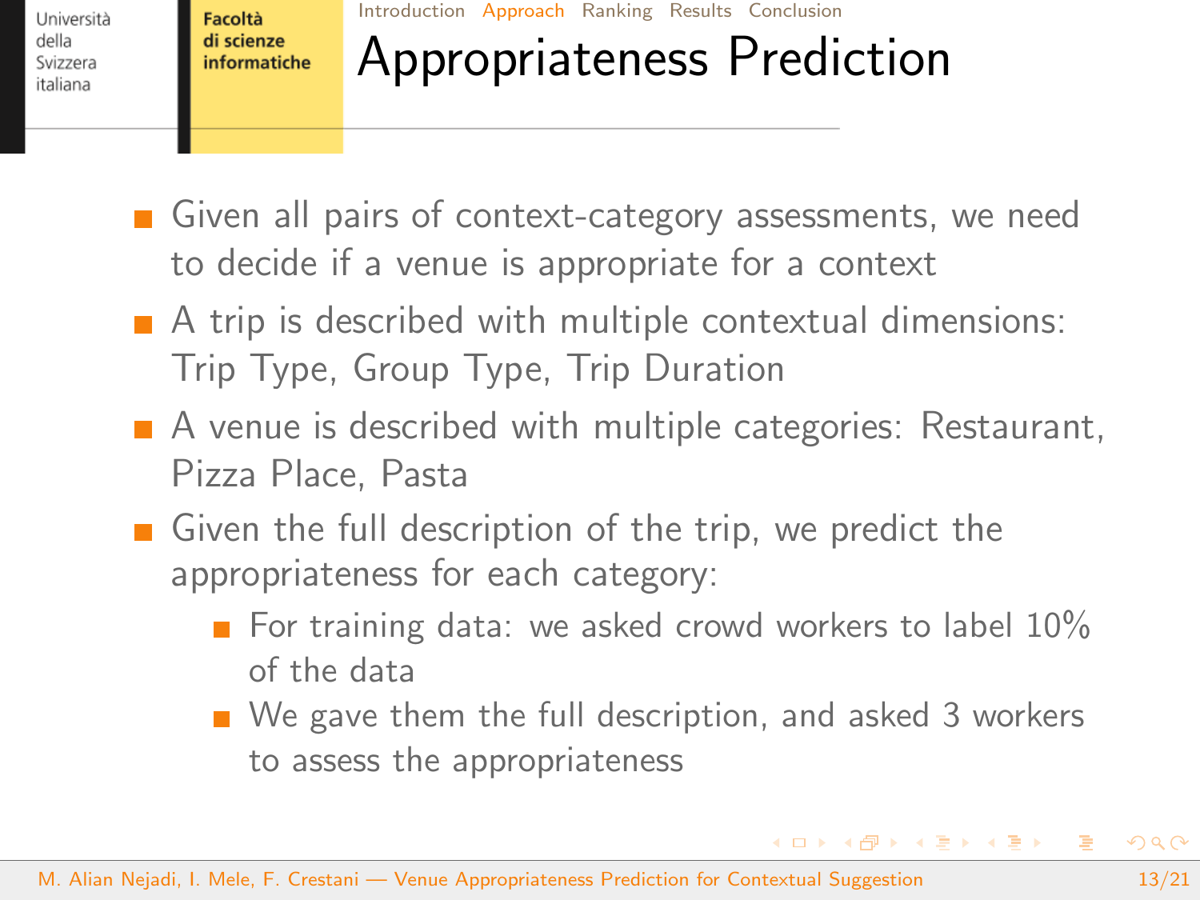# Appropriateness Prediction

- Given all pairs of context-category assessments, we need to decide if a venue is appropriate for a context
- A trip is described with multiple contextual dimensions: Trip Type, Group Type, Trip Duration
- A venue is described with multiple categories: Restaurant, Pizza Place, Pasta
- Given the full description of the trip, we predict the appropriateness for each category:
  - For training data: we asked crowd workers to label 10% of the data
  - We gave them the full description, and asked 3 workers to assess the appropriateness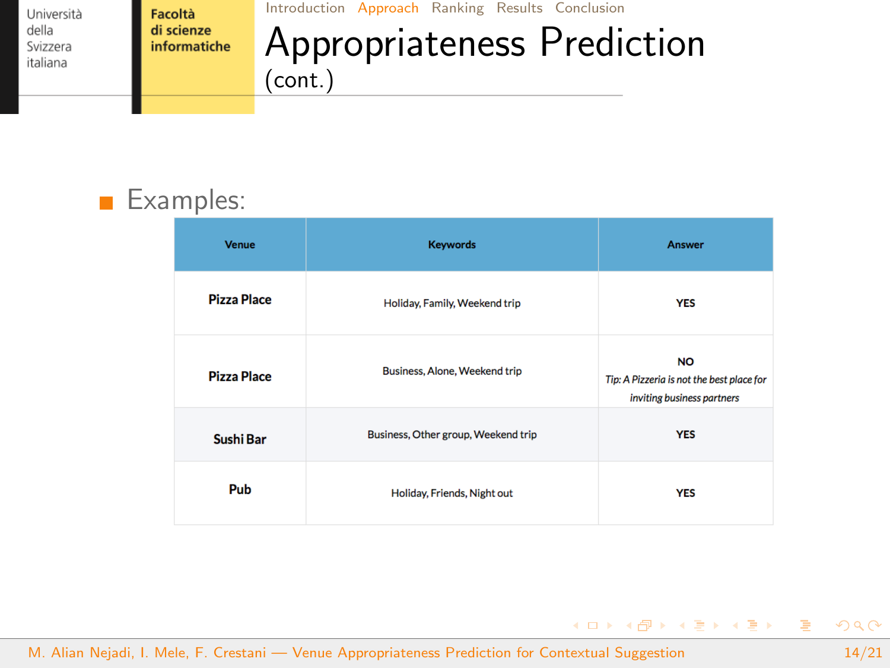# Appropriateness Prediction (cont.)

- Examples:

| Venue | Keywords | Answer |
|---|---|---|
| **Pizza Place** | Holiday, Family, Weekend trip | **YES** |
| **Pizza Place** | Business, Alone, Weekend trip | **NO** *Tip: A Pizzeria is not the best place for inviting business partners* |
| **Sushi Bar** | Business, Other group, Weekend trip | **YES** |
| **Pub** | Holiday, Friends, Night out | **YES** |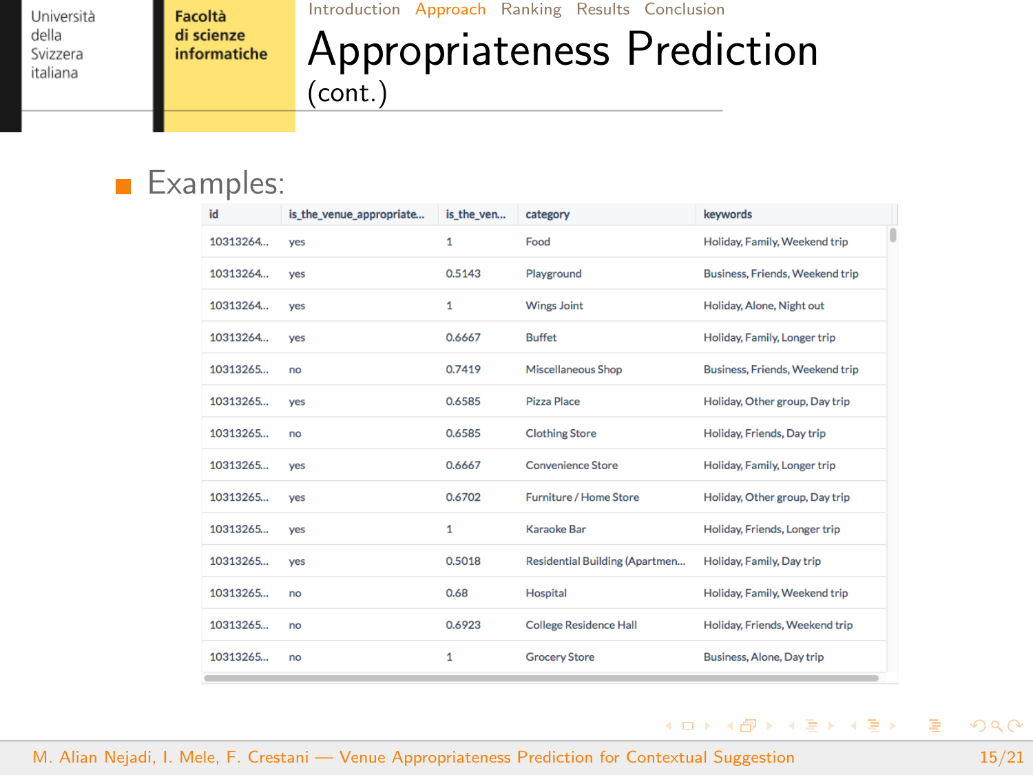# Appropriateness Prediction (cont.)

- Examples:

| id | is_the_venue_appropriate... | is_the_ven... | category | keywords |
|---|---|---|---|---|
| 10313264... | yes | 1 | Food | Holiday, Family, Weekend trip |
| 10313264... | yes | 0.5143 | Playground | Business, Friends, Weekend trip |
| 10313264... | yes | 1 | Wings Joint | Holiday, Alone, Night out |
| 10313264... | yes | 0.6667 | Buffet | Holiday, Family, Longer trip |
| 10313265... | no | 0.7419 | Miscellaneous Shop | Business, Friends, Weekend trip |
| 10313265... | yes | 0.6585 | Pizza Place | Holiday, Other group, Day trip |
| 10313265... | no | 0.6585 | Clothing Store | Holiday, Friends, Day trip |
| 10313265... | yes | 0.6667 | Convenience Store | Holiday, Family, Longer trip |
| 10313265... | yes | 0.6702 | Furniture / Home Store | Holiday, Other group, Day trip |
| 10313265... | yes | 1 | Karaoke Bar | Holiday, Friends, Longer trip |
| 10313265... | yes | 0.5018 | Residential Building (Apartmen... | Holiday, Family, Day trip |
| 10313265... | no | 0.68 | Hospital | Holiday, Family, Weekend trip |
| 10313265... | no | 0.6923 | College Residence Hall | Holiday, Friends, Weekend trip |
| 10313265... | no | 1 | Grocery Store | Business, Alone, Day trip |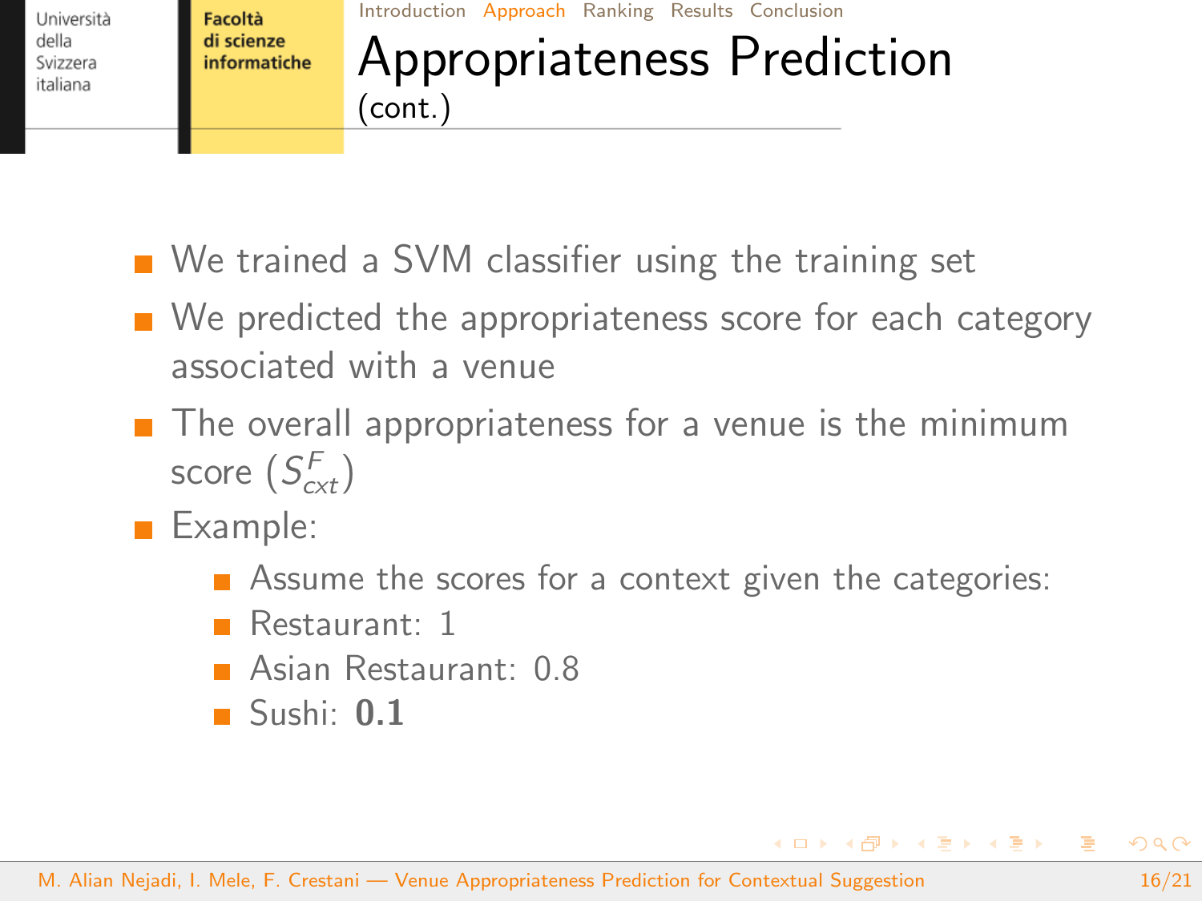# Appropriateness Prediction (cont.)

- We trained a SVM classifier using the training set
- We predicted the appropriateness score for each category associated with a venue
- The overall appropriateness for a venue is the minimum score ($S^F_{cxt}$)
- Example:
  - Assume the scores for a context given the categories:
  - Restaurant: 1
  - Asian Restaurant: 0.8
  - Sushi: **0.1**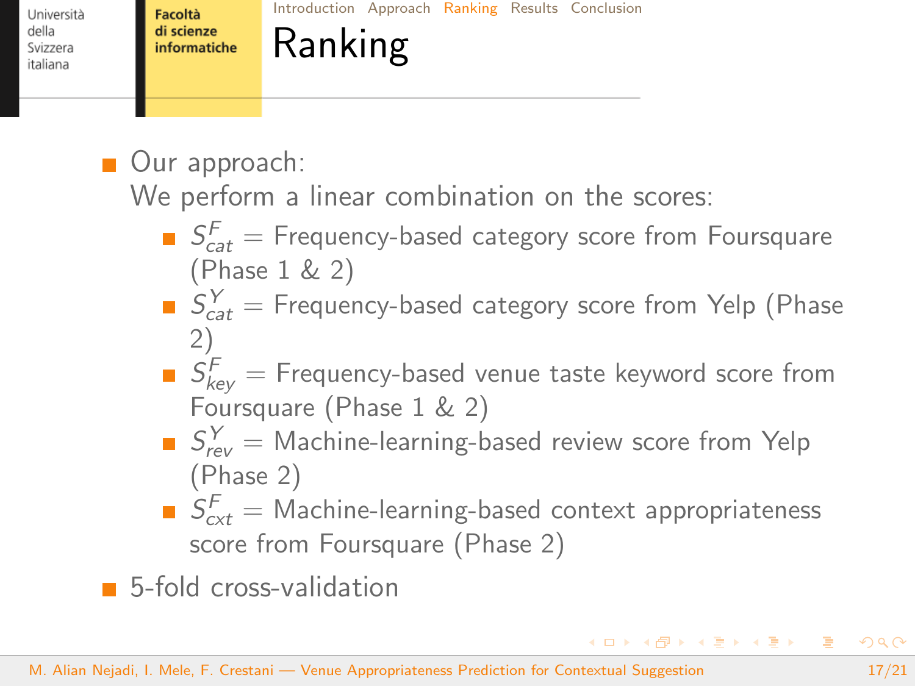# Ranking

- Our approach:
  We perform a linear combination on the scores:
  - $S^F_{cat}$ = Frequency-based category score from Foursquare (Phase 1 & 2)
  - $S^Y_{cat}$ = Frequency-based category score from Yelp (Phase 2)
  - $S^F_{key}$ = Frequency-based venue taste keyword score from Foursquare (Phase 1 & 2)
  - $S^Y_{rev}$ = Machine-learning-based review score from Yelp (Phase 2)
  - $S^F_{cxt}$ = Machine-learning-based context appropriateness score from Foursquare (Phase 2)
- 5-fold cross-validation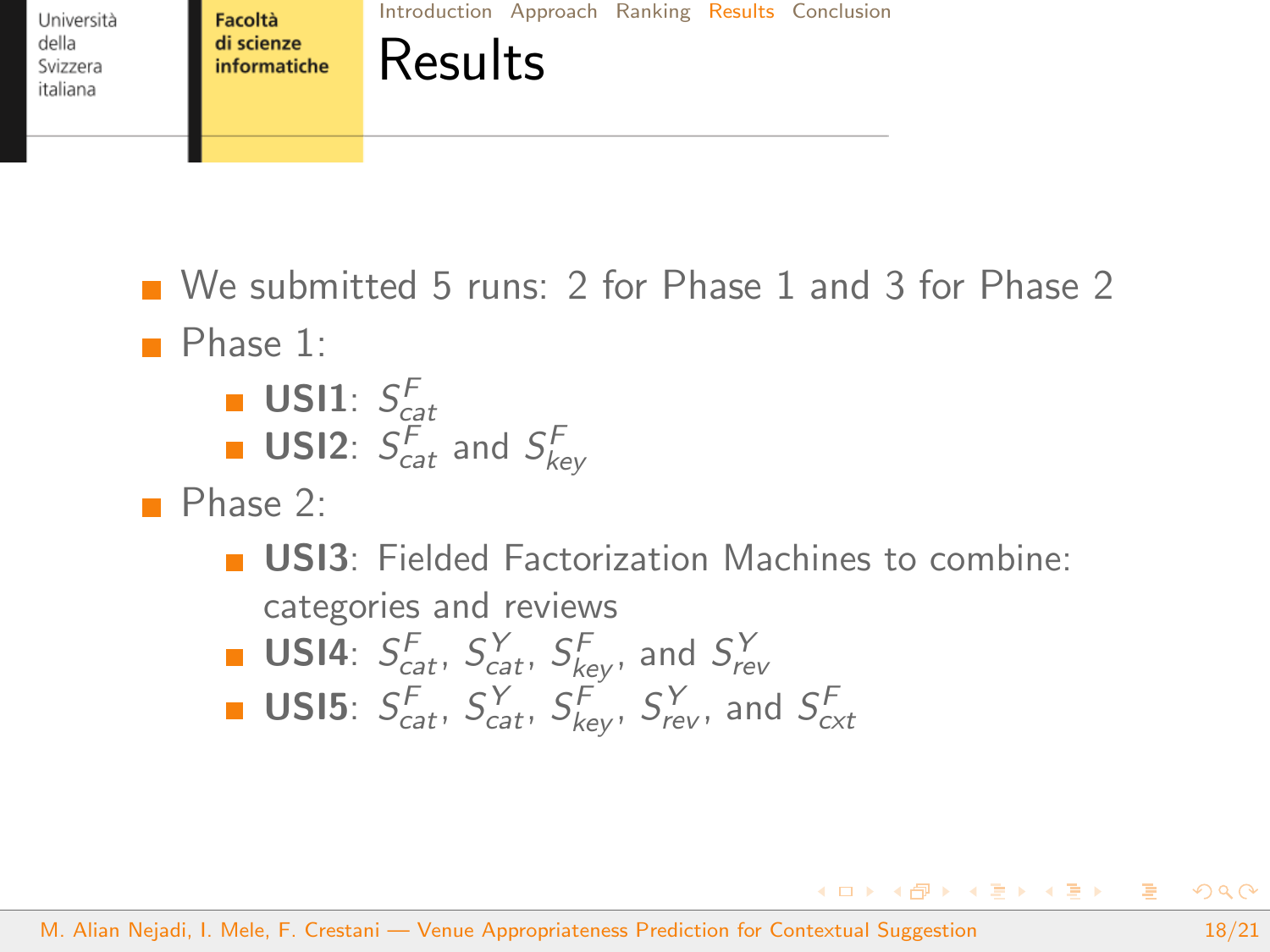# Results

- We submitted 5 runs: 2 for Phase 1 and 3 for Phase 2
- Phase 1:
  - **USI1**: $S^{F}_{cat}$
  - **USI2**: $S^{F}_{cat}$ and $S^{F}_{key}$
- Phase 2:
  - **USI3**: Fielded Factorization Machines to combine: categories and reviews
  - **USI4**: $S^{F}_{cat}$, $S^{Y}_{cat}$, $S^{F}_{key}$, and $S^{Y}_{rev}$
  - **USI5**: $S^{F}_{cat}$, $S^{Y}_{cat}$, $S^{F}_{key}$, $S^{Y}_{rev}$, and $S^{F}_{cxt}$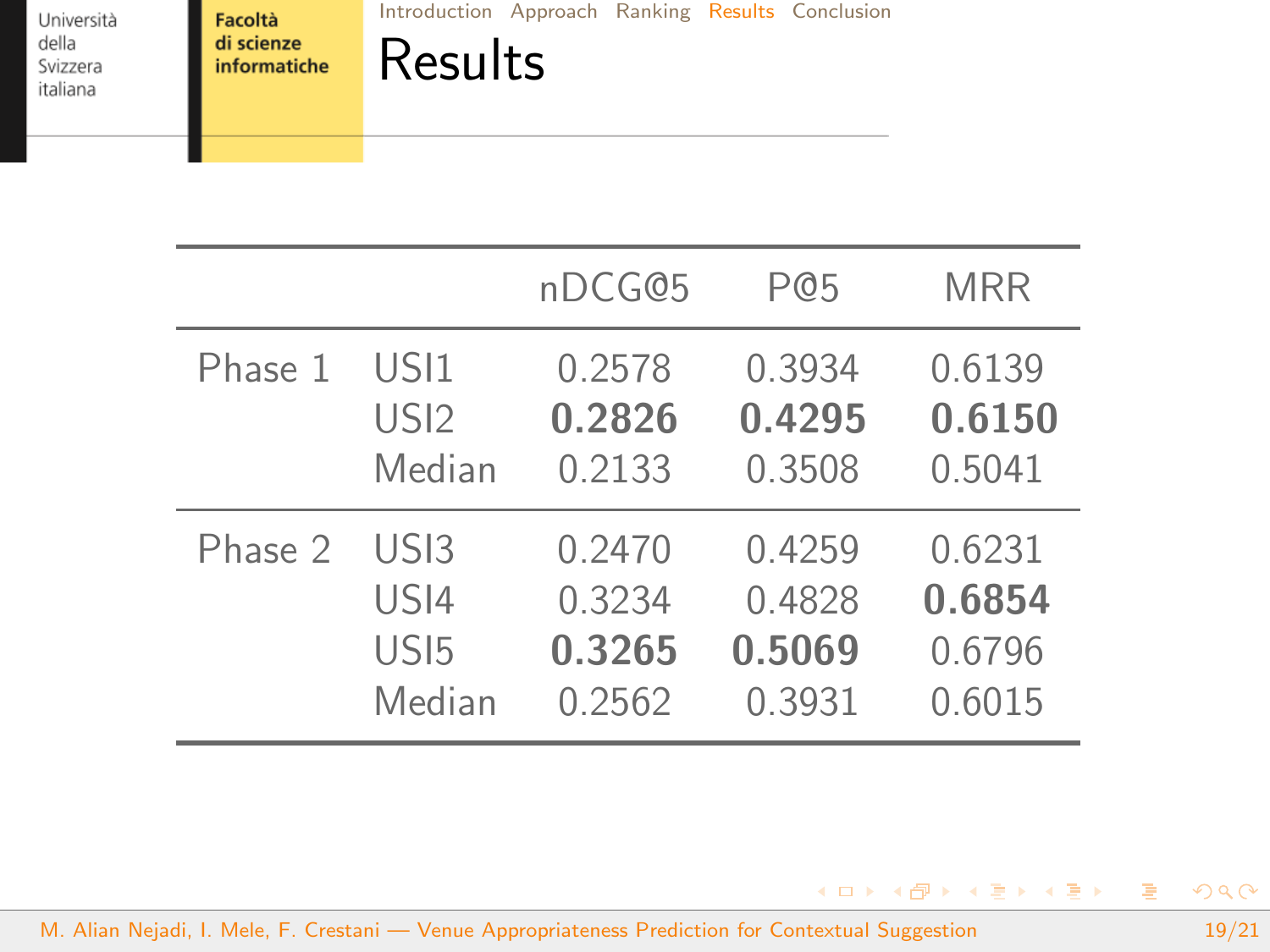# Results

| | | nDCG@5 | P@5 | MRR |
|---|---|---|---|---|
| Phase 1 | USI1 | 0.2578 | 0.3934 | 0.6139 |
| | USI2 | **0.2826** | **0.4295** | **0.6150** |
| | Median | 0.2133 | 0.3508 | 0.5041 |
| Phase 2 | USI3 | 0.2470 | 0.4259 | 0.6231 |
| | USI4 | 0.3234 | 0.4828 | **0.6854** |
| | USI5 | **0.3265** | **0.5069** | 0.6796 |
| | Median | 0.2562 | 0.3931 | 0.6015 |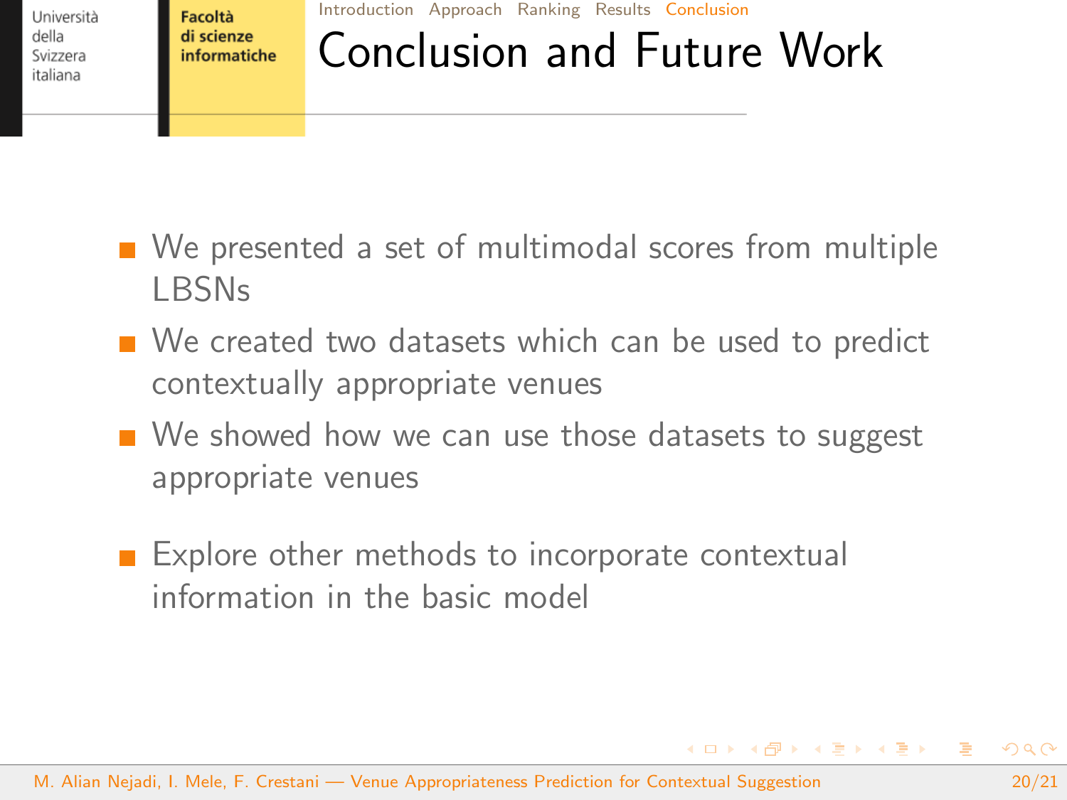# Conclusion and Future Work

- We presented a set of multimodal scores from multiple LBSNs
- We created two datasets which can be used to predict contextually appropriate venues
- We showed how we can use those datasets to suggest appropriate venues

- Explore other methods to incorporate contextual information in the basic model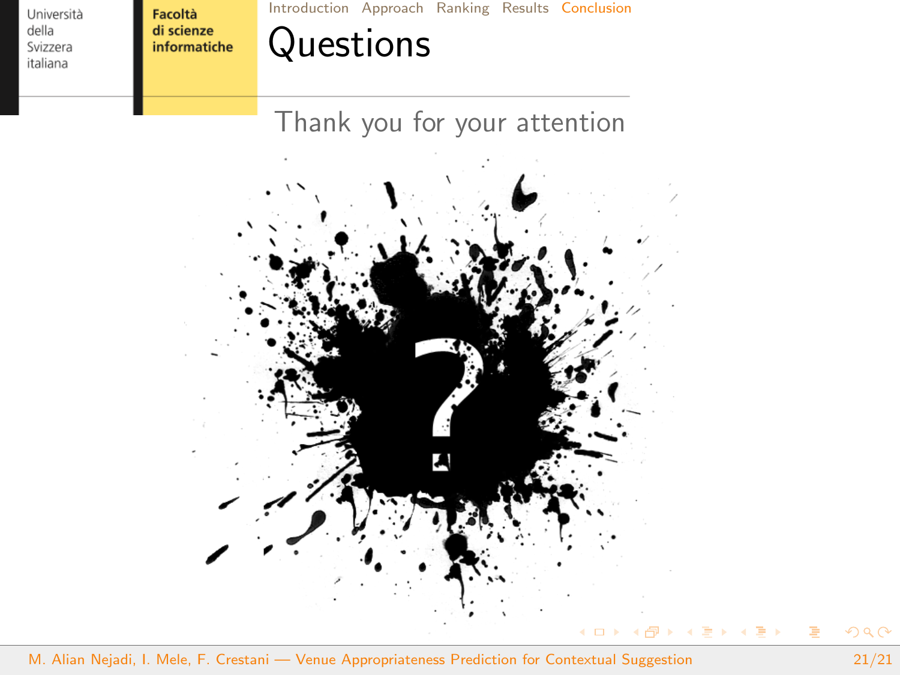# Questions

Thank you for your attention